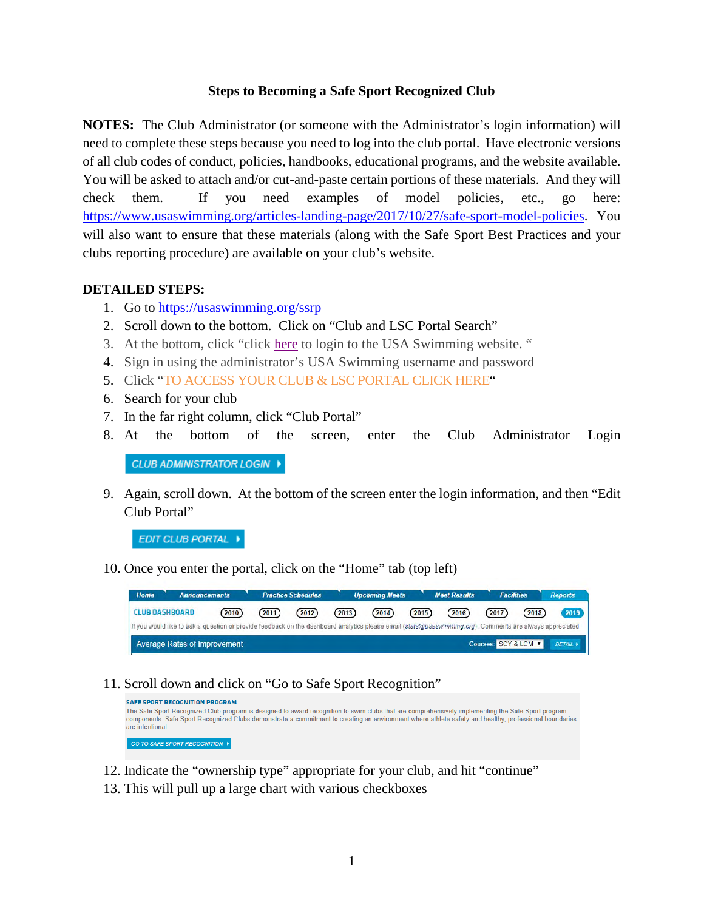# Steps to Becoming a Safe Sport Recognized Club

**NOTES:** The Club Administrator (or someone with the Administrator's login information) will need to complete these steps because you need to log into the club portal. Have electronic versions of all club codes of conduct, policies, handbooks, educational programs, and the website available. You will be asked to attach and/or cut-and-paste certain portions of these materials. And they will check them. If you need examples of model policies, etc., go here: https://www.usaswimming.org/articles-landing-page/2017/10/27/safe-sport-model-policies. You will also want to ensure that these materials (along with the Safe Sport Best Practices and your clubs reporting procedure) are available on your club's website.

**DETAILED STEPS:**

1. Go to https://usaswimming.org/ssrp
2. Scroll down to the bottom. Click on "Club and LSC Portal Search"
3. At the bottom, click "click here to login to the USA Swimming website. "
4. Sign in using the administrator's USA Swimming username and password
5. Click "TO ACCESS YOUR CLUB & LSC PORTAL CLICK HERE"
6. Search for your club
7. In the far right column, click "Club Portal"
8. At the bottom of the screen, enter the Club Administrator Login

   CLUB ADMINISTRATOR LOGIN

9. Again, scroll down. At the bottom of the screen enter the login information, and then "Edit Club Portal"

   EDIT CLUB PORTAL

10. Once you enter the portal, click on the "Home" tab (top left)

    Home | Announcements | Practice Schedules | Upcoming Meets | Meet Results | Facilities | Reports

    CLUB DASHBOARD 2010 2011 2012 2013 2014 2015 2016 2017 2018 2019

    If you would like to ask a question or provide feedback on the dashboard analytics please email (stats@usaswimming.org). Comments are always appreciated.

    Average Rates of Improvement — Courses: SCY & LCM — DETAIL

11. Scroll down and click on "Go to Safe Sport Recognition"

    SAFE SPORT RECOGNITION PROGRAM

    The Safe Sport Recognized Club program is designed to award recognition to swim clubs that are comprehensively implementing the Safe Sport program components. Safe Sport Recognized Clubs demonstrate a commitment to creating an environment where athlete safety and healthy, professional boundaries are intentional.

    GO TO SAFE SPORT RECOGNITION

12. Indicate the "ownership type" appropriate for your club, and hit "continue"
13. This will pull up a large chart with various checkboxes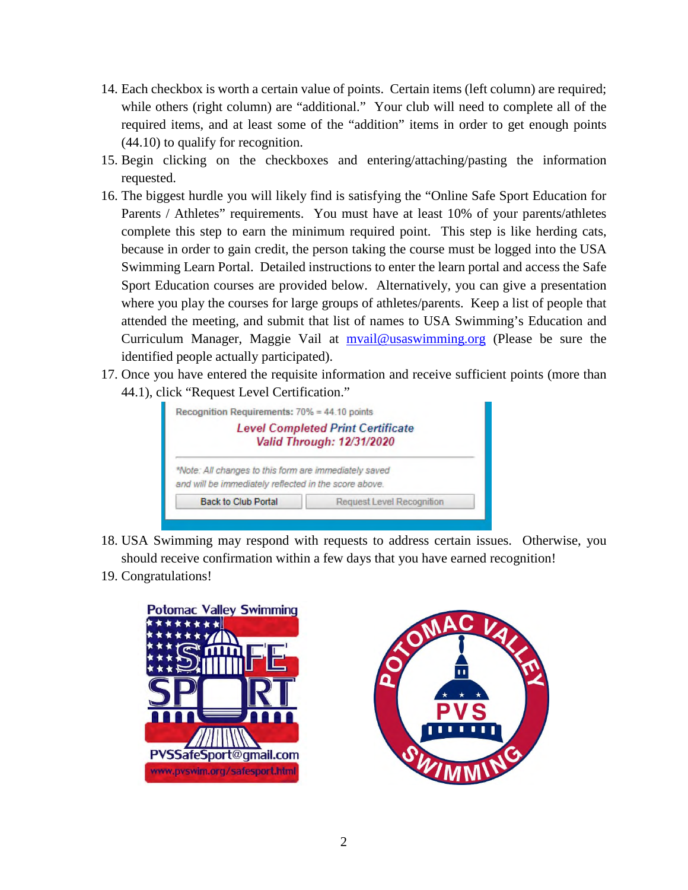14. Each checkbox is worth a certain value of points. Certain items (left column) are required; while others (right column) are "additional." Your club will need to complete all of the required items, and at least some of the "addition" items in order to get enough points (44.10) to qualify for recognition.
15. Begin clicking on the checkboxes and entering/attaching/pasting the information requested.
16. The biggest hurdle you will likely find is satisfying the "Online Safe Sport Education for Parents / Athletes" requirements. You must have at least 10% of your parents/athletes complete this step to earn the minimum required point. This step is like herding cats, because in order to gain credit, the person taking the course must be logged into the USA Swimming Learn Portal. Detailed instructions to enter the learn portal and access the Safe Sport Education courses are provided below. Alternatively, you can give a presentation where you play the courses for large groups of athletes/parents. Keep a list of people that attended the meeting, and submit that list of names to USA Swimming's Education and Curriculum Manager, Maggie Vail at [mvail@usaswimming.org](mailto:mvail@usaswimming.org) (Please be sure the identified people actually participated).
17. Once you have entered the requisite information and receive sufficient points (more than 44.1), click "Request Level Certification."

Recognition Requirements: 70% = 44.10 points

*Level Completed Print Certificate*
*Valid Through: 12/31/2020*

*Note: All changes to this form are immediately saved and will be immediately reflected in the score above.*

Back to Club Portal | Request Level Recognition

18. USA Swimming may respond with requests to address certain issues. Otherwise, you should receive confirmation within a few days that you have earned recognition!
19. Congratulations!

Potomac Valley Swimming SAFE SPORT
PVSSafeSport@gmail.com
www.pvswim.org/safesport.html

POTOMAC VALLEY PVS SWIMMING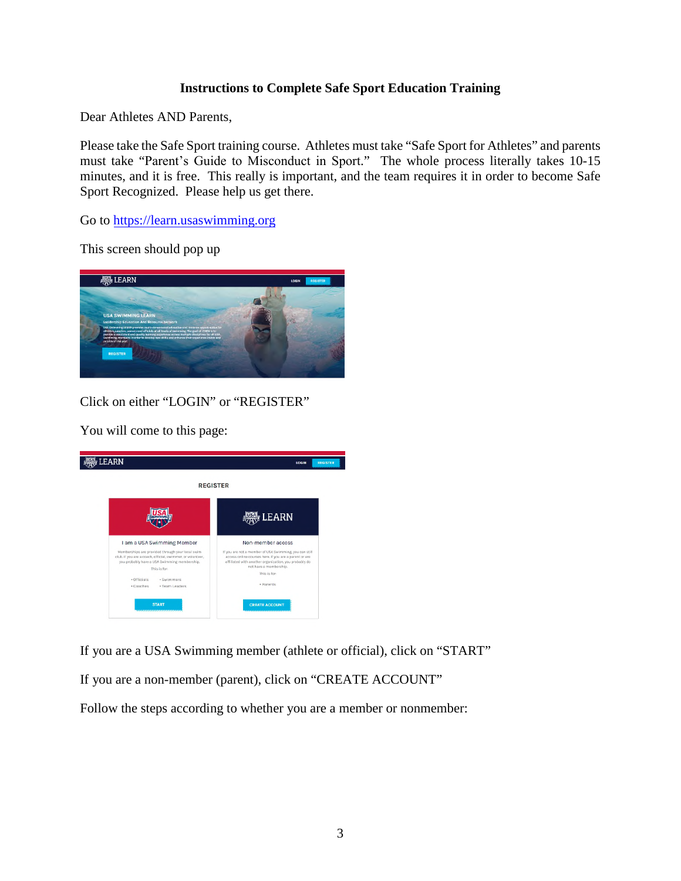**Instructions to Complete Safe Sport Education Training**

Dear Athletes AND Parents,

Please take the Safe Sport training course. Athletes must take "Safe Sport for Athletes" and parents must take "Parent's Guide to Misconduct in Sport." The whole process literally takes 10-15 minutes, and it is free. This really is important, and the team requires it in order to become Safe Sport Recognized. Please help us get there.

Go to https://learn.usaswimming.org

This screen should pop up

Click on either "LOGIN" or "REGISTER"

You will come to this page:

If you are a USA Swimming member (athlete or official), click on "START"

If you are a non-member (parent), click on "CREATE ACCOUNT"

Follow the steps according to whether you are a member or nonmember: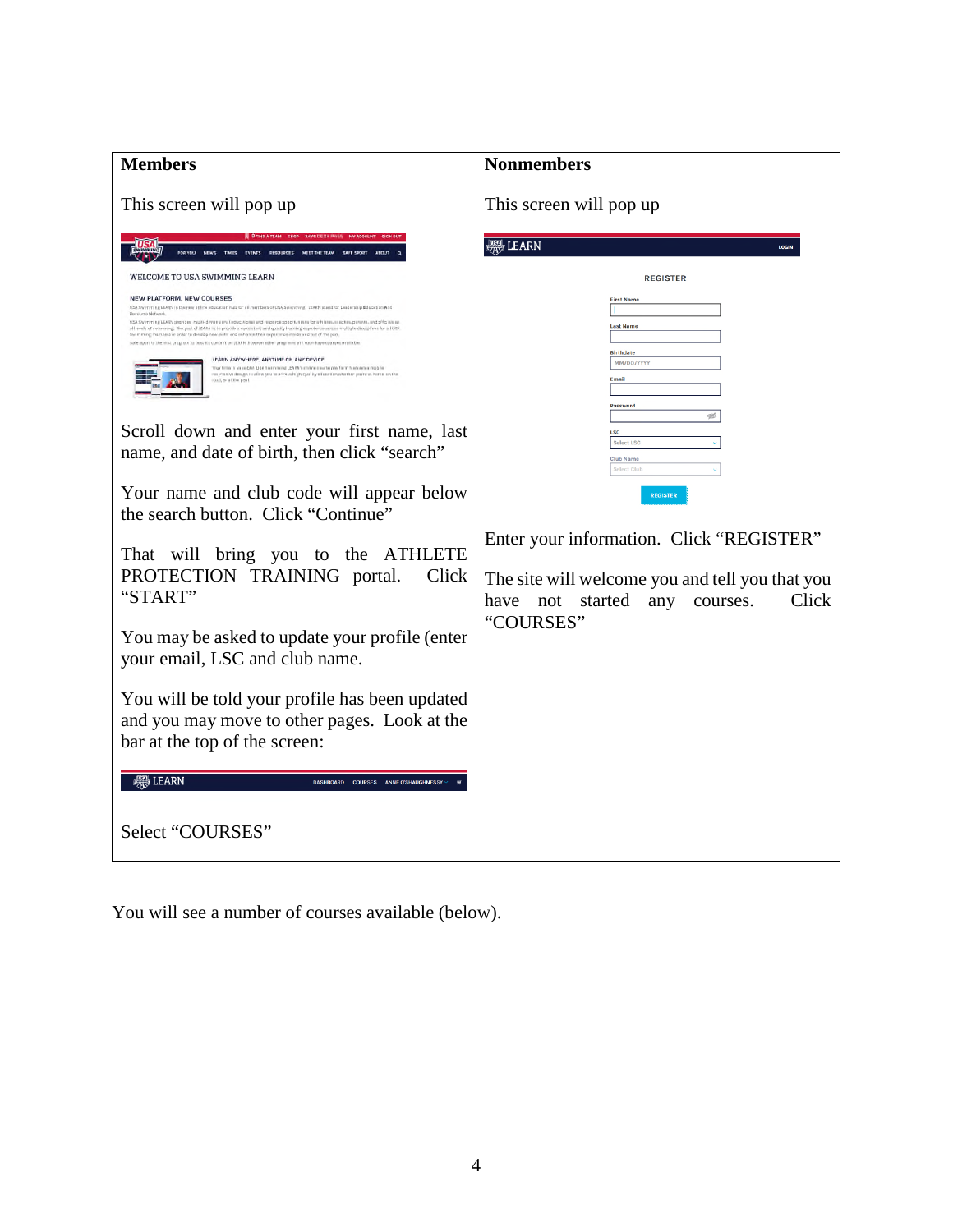| Members | Nonmembers |
| --- | --- |
| This screen will pop up | This screen will pop up |
| Scroll down and enter your first name, last name, and date of birth, then click "search" | Enter your information. Click "REGISTER" |
| Your name and club code will appear below the search button. Click "Continue" | The site will welcome you and tell you that you have not started any courses. Click "COURSES" |
| That will bring you to the ATHLETE PROTECTION TRAINING portal. Click "START" | |
| You may be asked to update your profile (enter your email, LSC and club name. | |
| You will be told your profile has been updated and you may move to other pages. Look at the bar at the top of the screen: | |
| Select "COURSES" | |

You will see a number of courses available (below).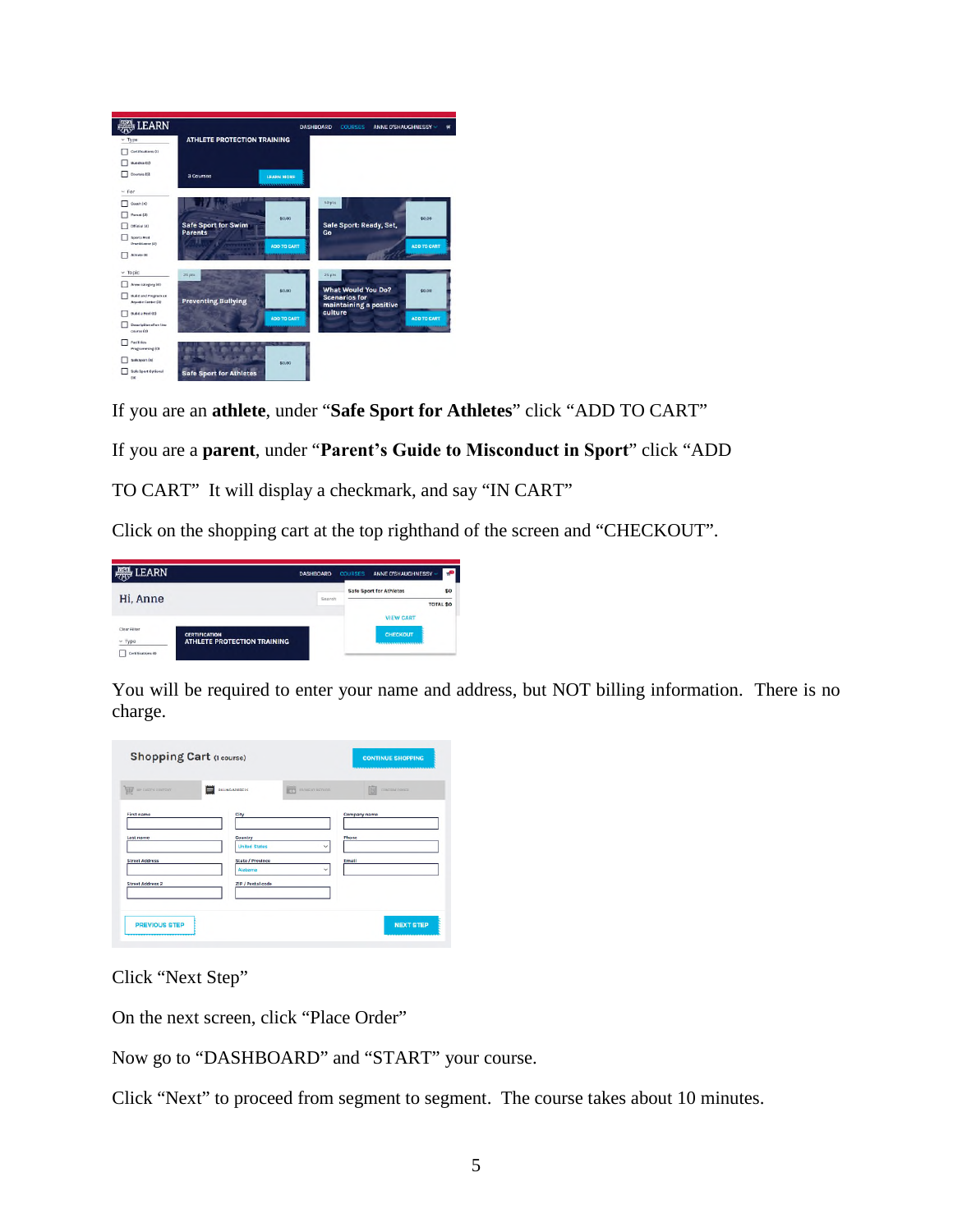If you are an **athlete**, under “**Safe Sport for Athletes**” click “ADD TO CART”

If you are a **parent**, under “**Parent’s Guide to Misconduct in Sport**” click “ADD TO CART” It will display a checkmark, and say “IN CART”

Click on the shopping cart at the top righthand of the screen and “CHECKOUT”.

You will be required to enter your name and address, but NOT billing information. There is no charge.

Click “Next Step”

On the next screen, click “Place Order”

Now go to “DASHBOARD” and “START” your course.

Click “Next” to proceed from segment to segment. The course takes about 10 minutes.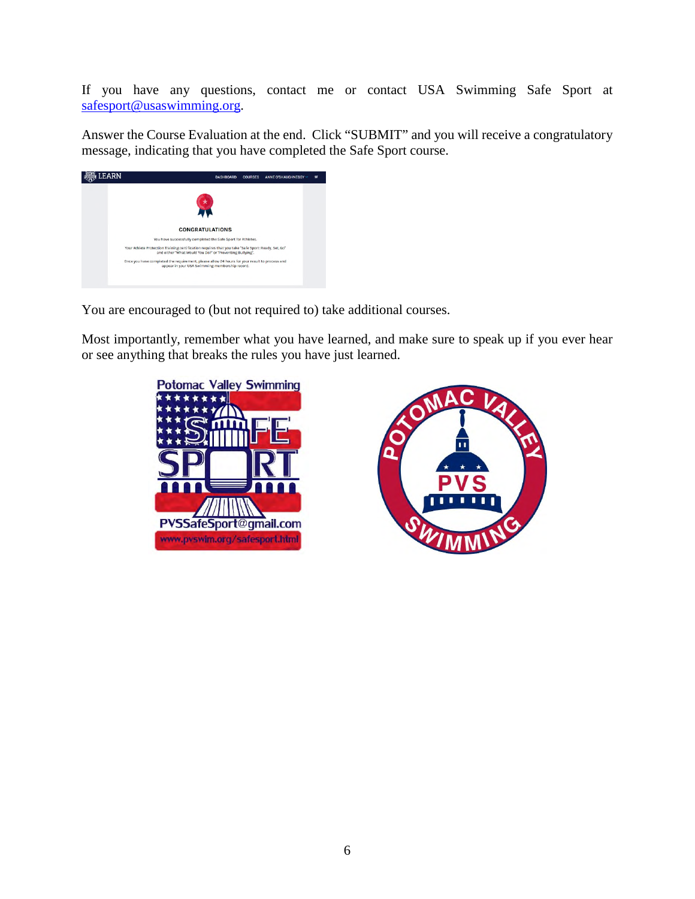If you have any questions, contact me or contact USA Swimming Safe Sport at safesport@usaswimming.org.

Answer the Course Evaluation at the end. Click "SUBMIT" and you will receive a congratulatory message, indicating that you have completed the Safe Sport course.

You are encouraged to (but not required to) take additional courses.

Most importantly, remember what you have learned, and make sure to speak up if you ever hear or see anything that breaks the rules you have just learned.